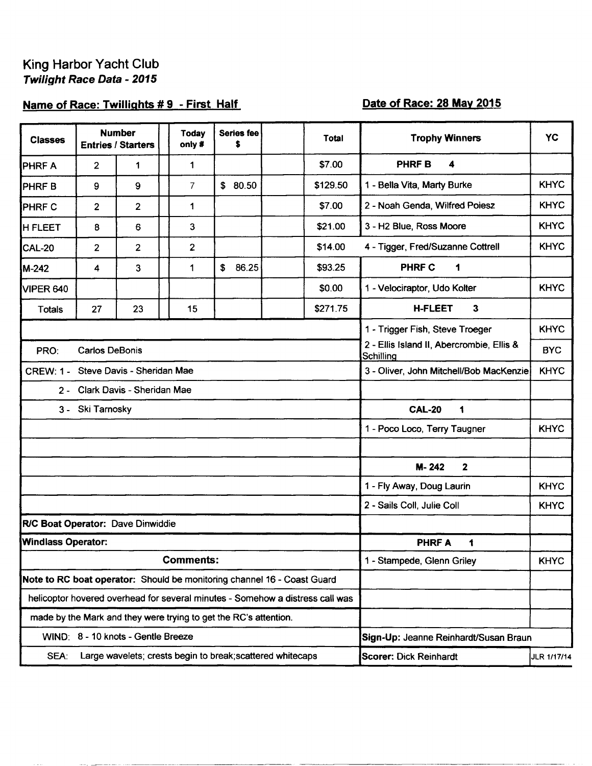# King Harbor Yacht Club

***Twilight Race Data - 2015***

**Name of Race: Twillights # 9 - First Half**

**Date of Race: 28 May 2015**

| Classes | Number Entries | Starters | | Today only # | Series fee $ | | Total |
|---|---|---|---|---|---|---|---|
| PHRF A | 2 | 1 | | 1 | | | $7.00 |
| PHRF B | 9 | 9 | | 7 | $ 80.50 | | $129.50 |
| PHRF C | 2 | 2 | | 1 | | | $7.00 |
| H FLEET | 8 | 6 | | 3 | | | $21.00 |
| CAL-20 | 2 | 2 | | 2 | | | $14.00 |
| M-242 | 4 | 3 | | 1 | $ 86.25 | | $93.25 |
| VIPER 640 | | | | | | | $0.00 |
| Totals | 27 | 23 | | 15 | | | $271.75 |

PRO: Carlos DeBonis

CREW:
1 - Steve Davis - Sheridan Mae
2 - Clark Davis - Sheridan Mae
3 - Ski Tarnosky

**R/C Boat Operator:** Dave Dinwiddie

**Windlass Operator:**

**Comments:**

**Note to RC boat operator:** Should be monitoring channel 16 - Coast Guard helicoptor hovered overhead for several minutes - Somehow a distress call was made by the Mark and they were trying to get the RC's attention.

WIND: 8 - 10 knots - Gentle Breeze

SEA: Large wavelets; crests begin to break;scattered whitecaps

| Trophy Winners | YC |
|---|---|
| **PHRF B 4** | |
| 1 - Bella Vita, Marty Burke | KHYC |
| 2 - Noah Genda, Wilfred Poiesz | KHYC |
| 3 - H2 Blue, Ross Moore | KHYC |
| 4 - Tigger, Fred/Suzanne Cottrell | KHYC |
| **PHRF C 1** | |
| 1 - Velociraptor, Udo Kolter | KHYC |
| **H-FLEET 3** | |
| 1 - Trigger Fish, Steve Troeger | KHYC |
| 2 - Ellis Island II, Abercrombie, Ellis & Schilling | BYC |
| 3 - Oliver, John Mitchell/Bob MacKenzie | KHYC |
| **CAL-20 1** | |
| 1 - Poco Loco, Terry Taugner | KHYC |
| **M- 242 2** | |
| 1 - Fly Away, Doug Laurin | KHYC |
| 2 - Sails Coll, Julie Coll | KHYC |
| **PHRF A 1** | |
| 1 - Stampede, Glenn Griley | KHYC |

**Sign-Up:** Jeanne Reinhardt/Susan Braun

**Scorer:** Dick Reinhardt

JLR 1/17/14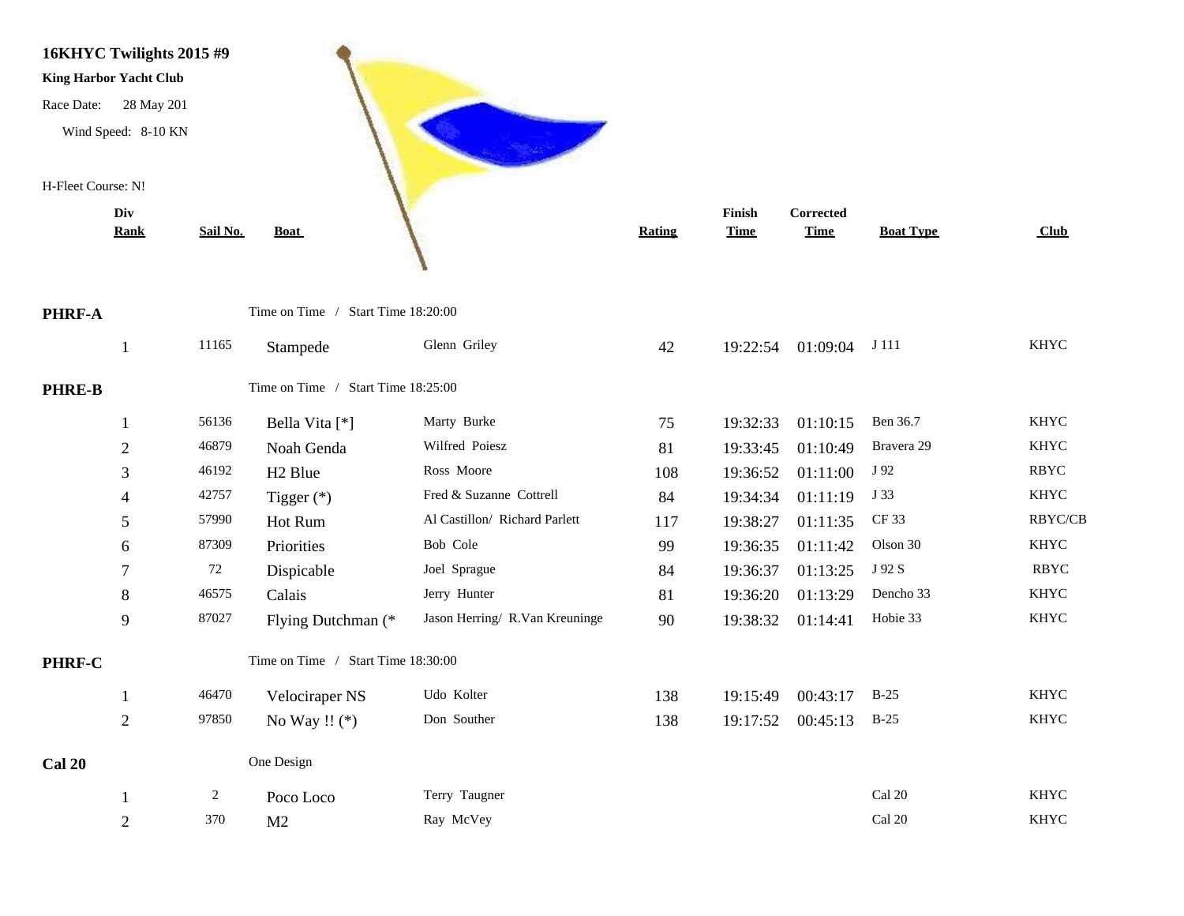**16KHYC Twilights 2015 #9**

**King Harbor Yacht Club**

Race Date: 28 May 201

Wind Speed: 8-10 KN

H-Fleet Course: N!

| Div Rank | Sail No. | Boat | | Rating | Finish Time | Corrected Time | Boat Type | Club |
|---|---|---|---|---|---|---|---|---|
| **PHRF-A** | | Time on Time / Start Time 18:20:00 | | | | | | |
| 1 | 11165 | Stampede | Glenn Griley | 42 | 19:22:54 | 01:09:04 | J 111 | KHYC |
| **PHRE-B** | | Time on Time / Start Time 18:25:00 | | | | | | |
| 1 | 56136 | Bella Vita [*] | Marty Burke | 75 | 19:32:33 | 01:10:15 | Ben 36.7 | KHYC |
| 2 | 46879 | Noah Genda | Wilfred Poiesz | 81 | 19:33:45 | 01:10:49 | Bravera 29 | KHYC |
| 3 | 46192 | H2 Blue | Ross Moore | 108 | 19:36:52 | 01:11:00 | J 92 | RBYC |
| 4 | 42757 | Tigger (*) | Fred & Suzanne Cottrell | 84 | 19:34:34 | 01:11:19 | J 33 | KHYC |
| 5 | 57990 | Hot Rum | Al Castillon/ Richard Parlett | 117 | 19:38:27 | 01:11:35 | CF 33 | RBYC/CB |
| 6 | 87309 | Priorities | Bob Cole | 99 | 19:36:35 | 01:11:42 | Olson 30 | KHYC |
| 7 | 72 | Dispicable | Joel Sprague | 84 | 19:36:37 | 01:13:25 | J 92 S | RBYC |
| 8 | 46575 | Calais | Jerry Hunter | 81 | 19:36:20 | 01:13:29 | Dencho 33 | KHYC |
| 9 | 87027 | Flying Dutchman (* | Jason Herring/ R.Van Kreuninge | 90 | 19:38:32 | 01:14:41 | Hobie 33 | KHYC |
| **PHRF-C** | | Time on Time / Start Time 18:30:00 | | | | | | |
| 1 | 46470 | Velociraper NS | Udo Kolter | 138 | 19:15:49 | 00:43:17 | B-25 | KHYC |
| 2 | 97850 | No Way !! (*) | Don Souther | 138 | 19:17:52 | 00:45:13 | B-25 | KHYC |
| **Cal 20** | | One Design | | | | | | |
| 1 | 2 | Poco Loco | Terry Taugner | | | | Cal 20 | KHYC |
| 2 | 370 | M2 | Ray McVey | | | | Cal 20 | KHYC |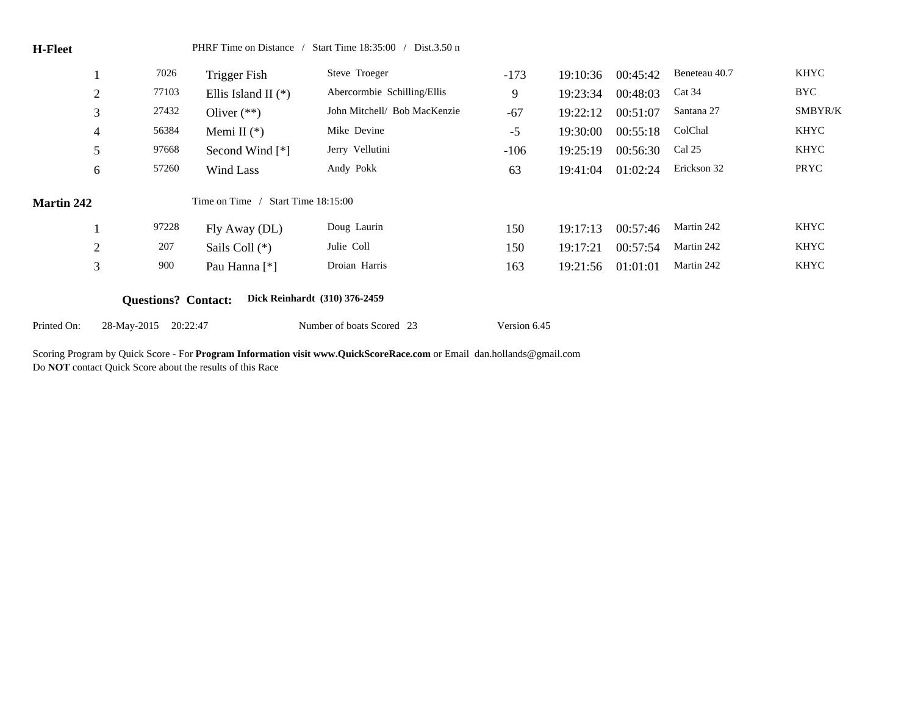**H-Fleet** PHRF Time on Distance / Start Time 18:35:00 / Dist.3.50 n

| | | | | | | | | |
|---|---|---|---|---|---|---|---|---|
| 1 | 7026 | Trigger Fish | Steve Troeger | -173 | 19:10:36 | 00:45:42 | Beneteau 40.7 | KHYC |
| 2 | 77103 | Ellis Island II (*) | Abercormbie Schilling/Ellis | 9 | 19:23:34 | 00:48:03 | Cat 34 | BYC |
| 3 | 27432 | Oliver (**) | John Mitchell/ Bob MacKenzie | -67 | 19:22:12 | 00:51:07 | Santana 27 | SMBYR/K |
| 4 | 56384 | Memi II (*) | Mike Devine | -5 | 19:30:00 | 00:55:18 | ColChal | KHYC |
| 5 | 97668 | Second Wind [*] | Jerry Vellutini | -106 | 19:25:19 | 00:56:30 | Cal 25 | KHYC |
| 6 | 57260 | Wind Lass | Andy Pokk | 63 | 19:41:04 | 01:02:24 | Erickson 32 | PRYC |

**Martin 242** Time on Time / Start Time 18:15:00

| | | | | | | | | |
|---|---|---|---|---|---|---|---|---|
| 1 | 97228 | Fly Away (DL) | Doug Laurin | 150 | 19:17:13 | 00:57:46 | Martin 242 | KHYC |
| 2 | 207 | Sails Coll (*) | Julie Coll | 150 | 19:17:21 | 00:57:54 | Martin 242 | KHYC |
| 3 | 900 | Pau Hanna [*] | Droian Harris | 163 | 19:21:56 | 01:01:01 | Martin 242 | KHYC |

**Questions? Contact:** **Dick Reinhardt (310) 376-2459**

Printed On: 28-May-2015 20:22:47 Number of boats Scored 23 Version 6.45

Scoring Program by Quick Score - For **Program Information visit www.QuickScoreRace.com** or Email dan.hollands@gmail.com
Do **NOT** contact Quick Score about the results of this Race